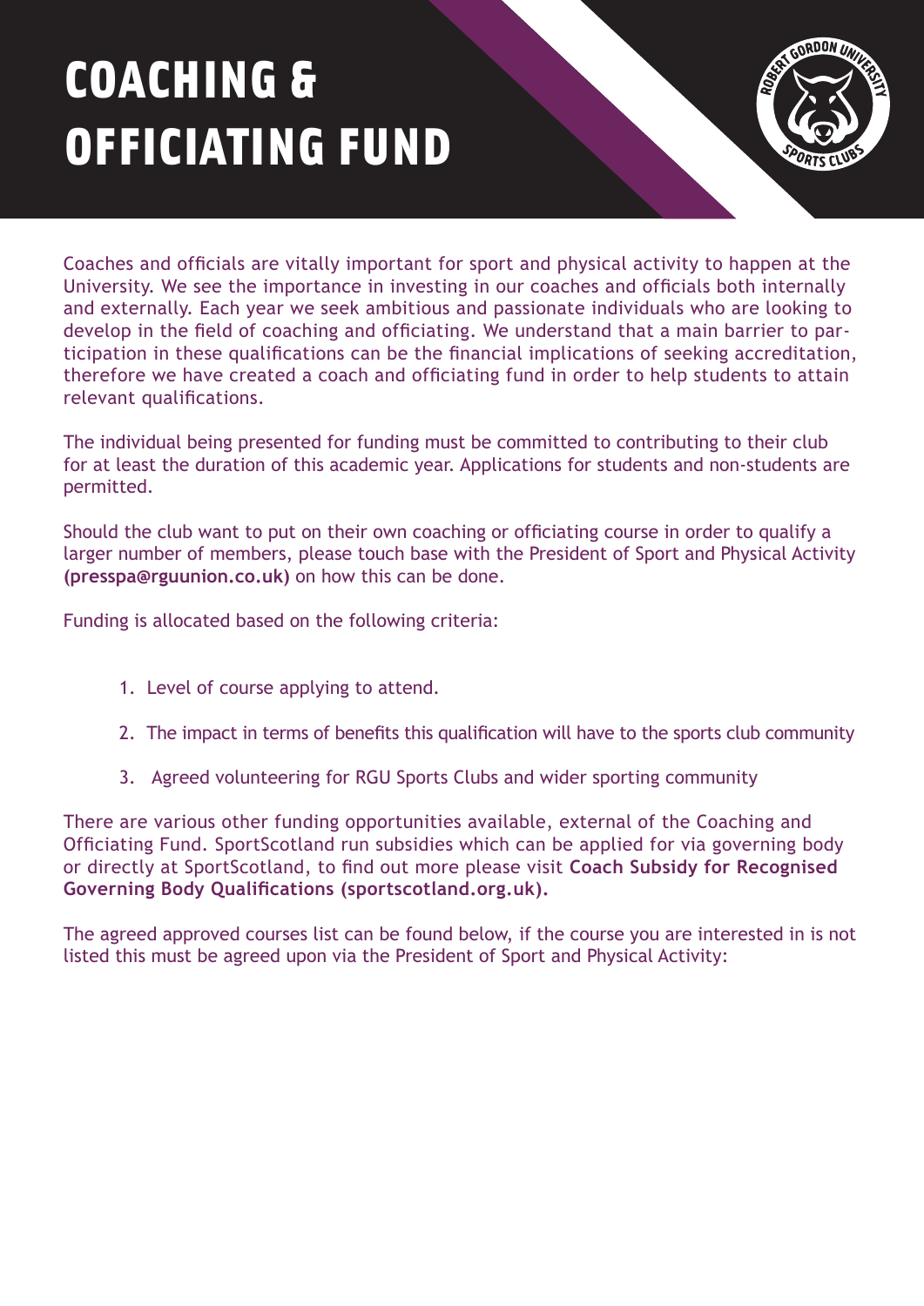# COACHING & OFFICIATING FUND

Coaches and officials are vitally important for sport and physical activity to happen at the University. We see the importance in investing in our coaches and officials both internally and externally. Each year we seek ambitious and passionate individuals who are looking to develop in the field of coaching and officiating. We understand that a main barrier to participation in these qualifications can be the financial implications of seeking accreditation, therefore we have created a coach and officiating fund in order to help students to attain relevant qualifications.

The individual being presented for funding must be committed to contributing to their club for at least the duration of this academic year. Applications for students and non-students are permitted.

Should the club want to put on their own coaching or officiating course in order to qualify a larger number of members, please touch base with the President of Sport and Physical Activity **(presspa@rguunion.co.uk)** on how this can be done.

Funding is allocated based on the following criteria:

1. Level of course applying to attend.
2. The impact in terms of benefits this qualification will have to the sports club community
3. Agreed volunteering for RGU Sports Clubs and wider sporting community

There are various other funding opportunities available, external of the Coaching and Officiating Fund. SportScotland run subsidies which can be applied for via governing body or directly at SportScotland, to find out more please visit **Coach Subsidy for Recognised Governing Body Qualifications (sportscotland.org.uk).**

The agreed approved courses list can be found below, if the course you are interested in is not listed this must be agreed upon via the President of Sport and Physical Activity: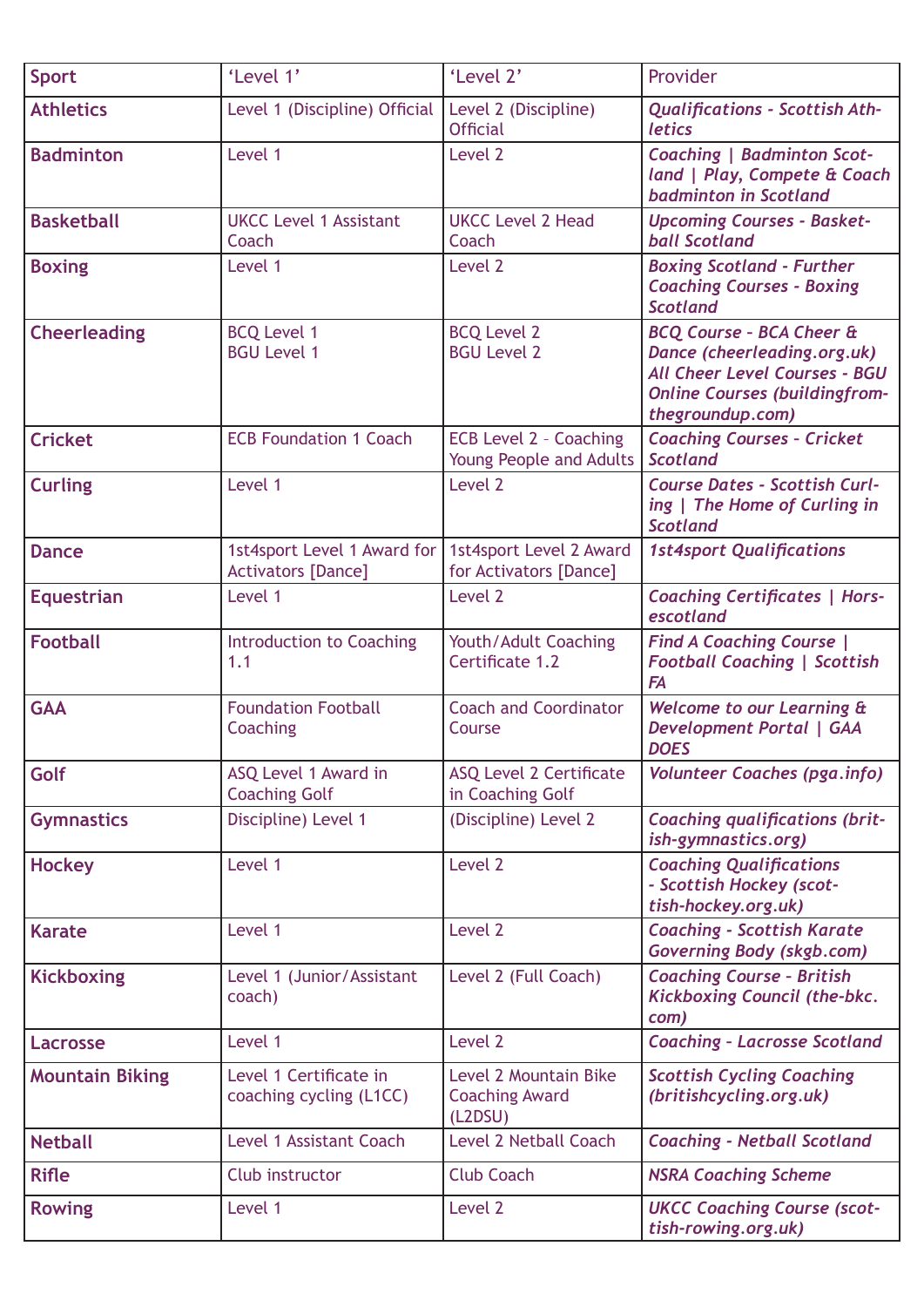| Sport | 'Level 1' | 'Level 2' | Provider |
|---|---|---|---|
| **Athletics** | Level 1 (Discipline) Official | Level 2 (Discipline) Official | *Qualifications - Scottish Athletics* |
| **Badminton** | Level 1 | Level 2 | *Coaching \| Badminton Scotland \| Play, Compete & Coach badminton in Scotland* |
| **Basketball** | UKCC Level 1 Assistant Coach | UKCC Level 2 Head Coach | *Upcoming Courses - Basketball Scotland* |
| **Boxing** | Level 1 | Level 2 | *Boxing Scotland - Further Coaching Courses - Boxing Scotland* |
| **Cheerleading** | BCQ Level 1<br>BGU Level 1 | BCQ Level 2<br>BGU Level 2 | *BCQ Course – BCA Cheer & Dance (cheerleading.org.uk)*<br>*All Cheer Level Courses - BGU Online Courses (buildingfromtheground­up.com)* |
| **Cricket** | ECB Foundation 1 Coach | ECB Level 2 – Coaching Young People and Adults | *Coaching Courses - Cricket Scotland* |
| **Curling** | Level 1 | Level 2 | *Course Dates - Scottish Curling \| The Home of Curling in Scotland* |
| **Dance** | 1st4sport Level 1 Award for Activators [Dance] | 1st4sport Level 2 Award for Activators [Dance] | *1st4sport Qualifications* |
| **Equestrian** | Level 1 | Level 2 | *Coaching Certificates \| Horsescotland* |
| **Football** | Introduction to Coaching 1.1 | Youth/Adult Coaching Certificate 1.2 | *Find A Coaching Course \| Football Coaching \| Scottish FA* |
| **GAA** | Foundation Football Coaching | Coach and Coordinator Course | *Welcome to our Learning & Development Portal \| GAA DOES* |
| **Golf** | ASQ Level 1 Award in Coaching Golf | ASQ Level 2 Certificate in Coaching Golf | *Volunteer Coaches (pga.info)* |
| **Gymnastics** | Discipline) Level 1 | (Discipline) Level 2 | *Coaching qualifications (british-gymnastics.org)* |
| **Hockey** | Level 1 | Level 2 | *Coaching Qualifications - Scottish Hockey (scottish-hockey.org.uk)* |
| **Karate** | Level 1 | Level 2 | *Coaching - Scottish Karate Governing Body (skgb.com)* |
| **Kickboxing** | Level 1 (Junior/Assistant coach) | Level 2 (Full Coach) | *Coaching Course - British Kickboxing Council (the-bkc.com)* |
| **Lacrosse** | Level 1 | Level 2 | *Coaching - Lacrosse Scotland* |
| **Mountain Biking** | Level 1 Certificate in coaching cycling (L1CC) | Level 2 Mountain Bike Coaching Award (L2DSU) | *Scottish Cycling Coaching (britishcycling.org.uk)* |
| **Netball** | Level 1 Assistant Coach | Level 2 Netball Coach | *Coaching - Netball Scotland* |
| **Rifle** | Club instructor | Club Coach | *NSRA Coaching Scheme* |
| **Rowing** | Level 1 | Level 2 | *UKCC Coaching Course (scottish-rowing.org.uk)* |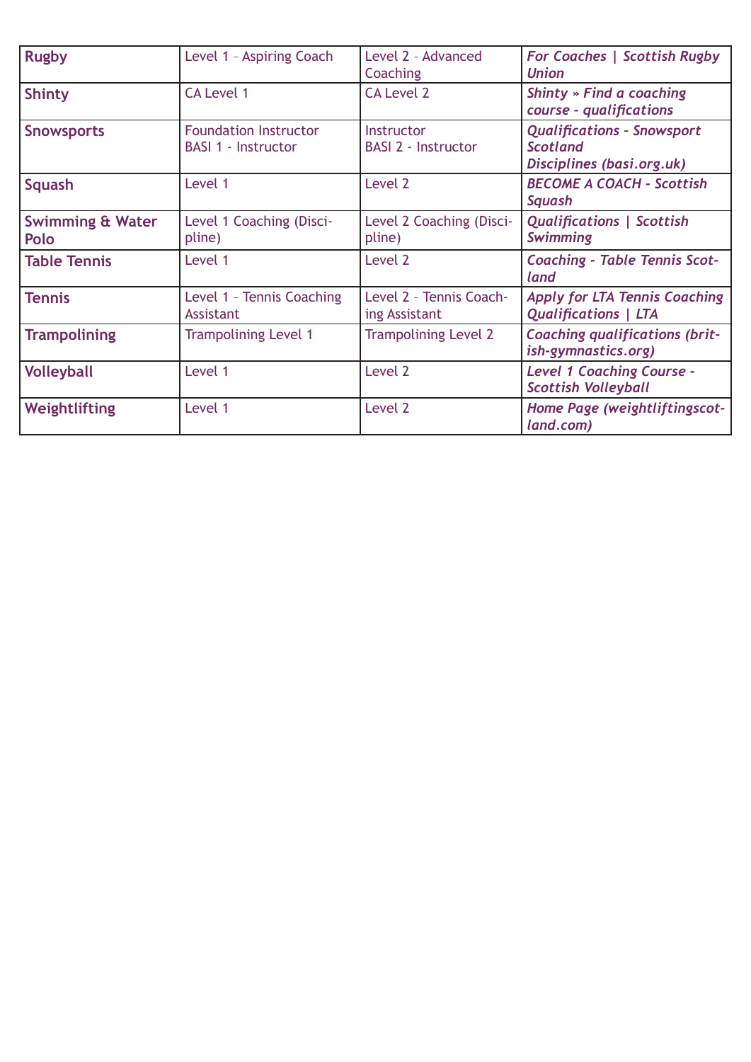| | | | |
|---|---|---|---|
| **Rugby** | Level 1 - Aspiring Coach | Level 2 - Advanced Coaching | ***For Coaches \| Scottish Rugby Union*** |
| **Shinty** | CA Level 1 | CA Level 2 | ***Shinty » Find a coaching course - qualifications*** |
| **Snowsports** | Foundation Instructor<br>BASI 1 - Instructor | Instructor<br>BASI 2 - Instructor | ***Qualifications - Snowsport Scotland<br>Disciplines (basi.org.uk)*** |
| **Squash** | Level 1 | Level 2 | ***BECOME A COACH - Scottish Squash*** |
| **Swimming & Water Polo** | Level 1 Coaching (Discipline) | Level 2 Coaching (Discipline) | ***Qualifications \| Scottish Swimming*** |
| **Table Tennis** | Level 1 | Level 2 | ***Coaching - Table Tennis Scotland*** |
| **Tennis** | Level 1 - Tennis Coaching Assistant | Level 2 - Tennis Coaching Assistant | ***Apply for LTA Tennis Coaching Qualifications \| LTA*** |
| **Trampolining** | Trampolining Level 1 | Trampolining Level 2 | ***Coaching qualifications (british-gymnastics.org)*** |
| **Volleyball** | Level 1 | Level 2 | ***Level 1 Coaching Course - Scottish Volleyball*** |
| **Weightlifting** | Level 1 | Level 2 | ***Home Page (weightliftingscotland.com)*** |